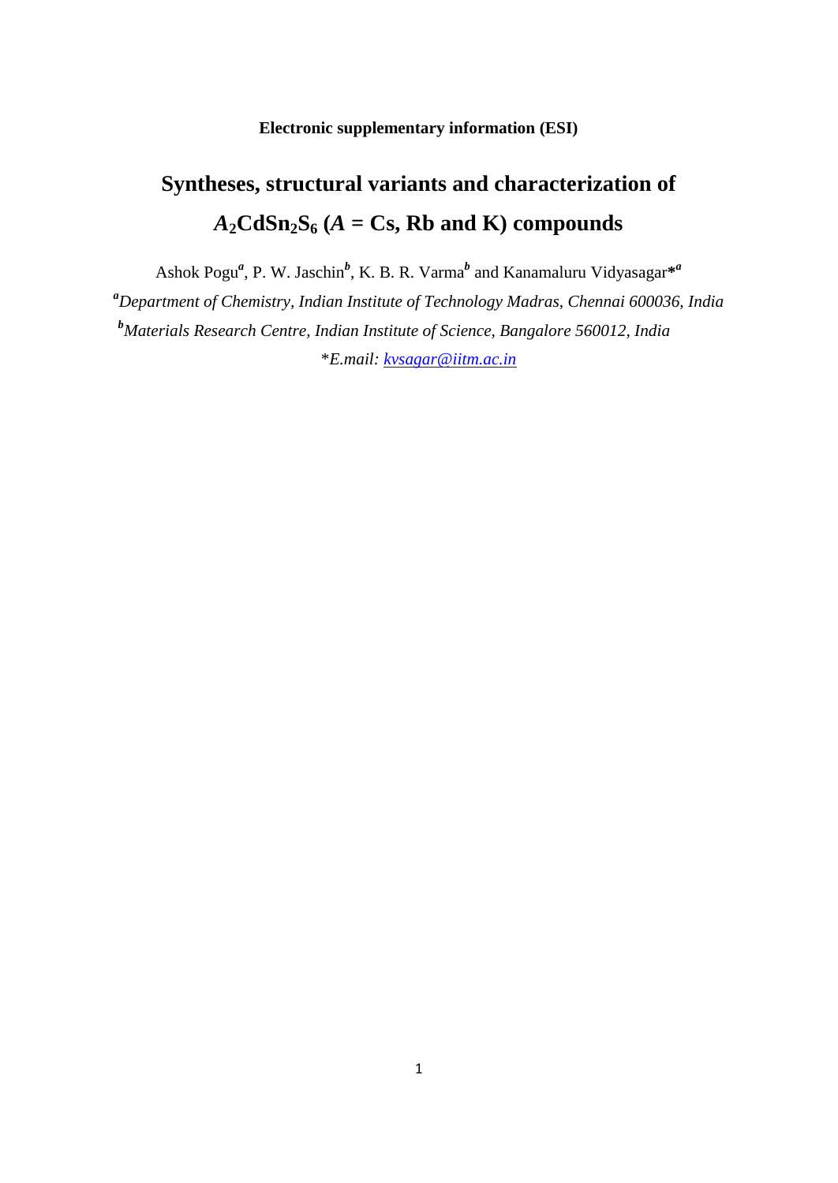**Electronic supplementary information (ESI)**

# Syntheses, structural variants and characterization of $A_2CdSn_2S_6$ ($A$ = Cs, Rb and K) compounds

Ashok Pogu[a], P. W. Jaschin[b], K. B. R. Varma[b] and Kanamaluru Vidyasagar*[a]

[a]*Department of Chemistry, Indian Institute of Technology Madras, Chennai 600036, India*

[b]*Materials Research Centre, Indian Institute of Science, Bangalore 560012, India*

**E.mail: kvsagar@iitm.ac.in*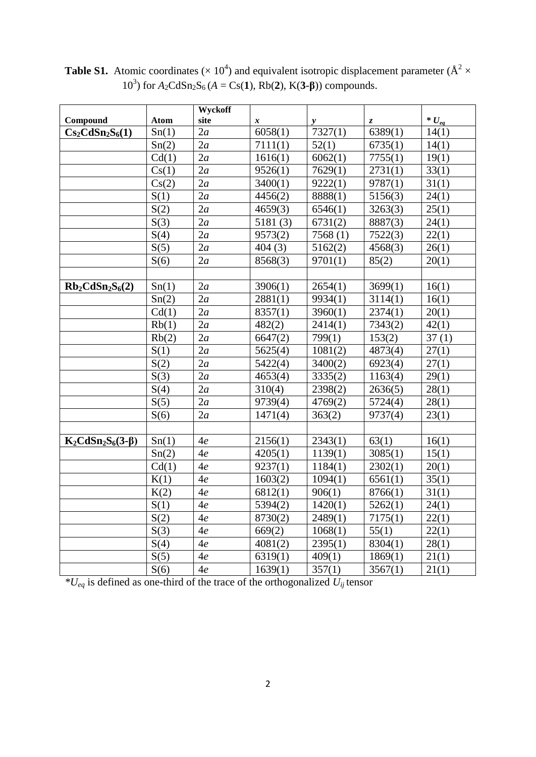**Table S1.** Atomic coordinates ($\times 10^4$) and equivalent isotropic displacement parameter ($\text{Å}^2 \times 10^3$) for $A_2CdSn_2S_6$ ($A$ = Cs(**1**), Rb(**2**), K(**3-β**)) compounds.

| Compound | Atom | Wyckoff site | *x* | *y* | *z* | * $U_{eq}$ |
|---|---|---|---|---|---|---|
| **$Cs_2CdSn_2S_6$(1)** | Sn(1) | 2*a* | 6058(1) | 7327(1) | 6389(1) | 14(1) |
| | Sn(2) | 2*a* | 7111(1) | 52(1) | 6735(1) | 14(1) |
| | Cd(1) | 2*a* | 1616(1) | 6062(1) | 7755(1) | 19(1) |
| | Cs(1) | 2*a* | 9526(1) | 7629(1) | 2731(1) | 33(1) |
| | Cs(2) | 2*a* | 3400(1) | 9222(1) | 9787(1) | 31(1) |
| | S(1) | 2*a* | 4456(2) | 8888(1) | 5156(3) | 24(1) |
| | S(2) | 2*a* | 4659(3) | 6546(1) | 3263(3) | 25(1) |
| | S(3) | 2*a* | 5181 (3) | 6731(2) | 8887(3) | 24(1) |
| | S(4) | 2*a* | 9573(2) | 7568 (1) | 7522(3) | 22(1) |
| | S(5) | 2*a* | 404 (3) | 5162(2) | 4568(3) | 26(1) |
| | S(6) | 2*a* | 8568(3) | 9701(1) | 85(2) | 20(1) |
| | | | | | | |
| **$Rb_2CdSn_2S_6$(2)** | Sn(1) | 2*a* | 3906(1) | 2654(1) | 3699(1) | 16(1) |
| | Sn(2) | 2*a* | 2881(1) | 9934(1) | 3114(1) | 16(1) |
| | Cd(1) | 2*a* | 8357(1) | 3960(1) | 2374(1) | 20(1) |
| | Rb(1) | 2*a* | 482(2) | 2414(1) | 7343(2) | 42(1) |
| | Rb(2) | 2*a* | 6647(2) | 799(1) | 153(2) | 37 (1) |
| | S(1) | 2*a* | 5625(4) | 1081(2) | 4873(4) | 27(1) |
| | S(2) | 2*a* | 5422(4) | 3400(2) | 6923(4) | 27(1) |
| | S(3) | 2*a* | 4653(4) | 3335(2) | 1163(4) | 29(1) |
| | S(4) | 2*a* | 310(4) | 2398(2) | 2636(5) | 28(1) |
| | S(5) | 2*a* | 9739(4) | 4769(2) | 5724(4) | 28(1) |
| | S(6) | 2*a* | 1471(4) | 363(2) | 9737(4) | 23(1) |
| | | | | | | |
| **$K_2CdSn_2S_6$(3-β)** | Sn(1) | 4*e* | 2156(1) | 2343(1) | 63(1) | 16(1) |
| | Sn(2) | 4*e* | 4205(1) | 1139(1) | 3085(1) | 15(1) |
| | Cd(1) | 4*e* | 9237(1) | 1184(1) | 2302(1) | 20(1) |
| | K(1) | 4*e* | 1603(2) | 1094(1) | 6561(1) | 35(1) |
| | K(2) | 4*e* | 6812(1) | 906(1) | 8766(1) | 31(1) |
| | S(1) | 4*e* | 5394(2) | 1420(1) | 5262(1) | 24(1) |
| | S(2) | 4*e* | 8730(2) | 2489(1) | 7175(1) | 22(1) |
| | S(3) | 4*e* | 669(2) | 1068(1) | 55(1) | 22(1) |
| | S(4) | 4*e* | 4081(2) | 2395(1) | 8304(1) | 28(1) |
| | S(5) | 4*e* | 6319(1) | 409(1) | 1869(1) | 21(1) |
| | S(6) | 4*e* | 1639(1) | 357(1) | 3567(1) | 21(1) |

*$U_{eq}$ is defined as one-third of the trace of the orthogonalized $U_{ij}$ tensor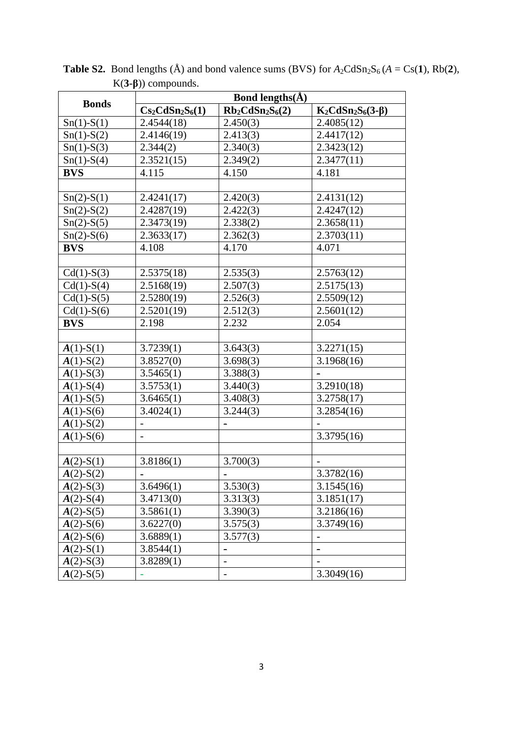**Table S2.** Bond lengths (Å) and bond valence sums (BVS) for $A_2CdSn_2S_6$ ($A$ = Cs(**1**), Rb(**2**), K(**3-β**)) compounds.

| Bonds | Bond lengths(Å) | | |
|---|---|---|---|
| | **$Cs_2CdSn_2S_6$(1)** | **$Rb_2CdSn_2S_6$(2)** | **$K_2CdSn_2S_6$(3-β)** |
| Sn(1)-S(1) | 2.4544(18) | 2.450(3) | 2.4085(12) |
| Sn(1)-S(2) | 2.4146(19) | 2.413(3) | 2.4417(12) |
| Sn(1)-S(3) | 2.344(2) | 2.340(3) | 2.3423(12) |
| Sn(1)-S(4) | 2.3521(15) | 2.349(2) | 2.3477(11) |
| **BVS** | 4.115 | 4.150 | 4.181 |
| | | | |
| Sn(2)-S(1) | 2.4241(17) | 2.420(3) | 2.4131(12) |
| Sn(2)-S(2) | 2.4287(19) | 2.422(3) | 2.4247(12) |
| Sn(2)-S(5) | 2.3473(19) | 2.338(2) | 2.3658(11) |
| Sn(2)-S(6) | 2.3633(17) | 2.362(3) | 2.3703(11) |
| **BVS** | 4.108 | 4.170 | 4.071 |
| | | | |
| Cd(1)-S(3) | 2.5375(18) | 2.535(3) | 2.5763(12) |
| Cd(1)-S(4) | 2.5168(19) | 2.507(3) | 2.5175(13) |
| Cd(1)-S(5) | 2.5280(19) | 2.526(3) | 2.5509(12) |
| Cd(1)-S(6) | 2.5201(19) | 2.512(3) | 2.5601(12) |
| **BVS** | 2.198 | 2.232 | 2.054 |
| | | | |
| ***A***(1)-S(1) | 3.7239(1) | 3.643(3) | 3.2271(15) |
| ***A***(1)-S(2) | 3.8527(0) | 3.698(3) | 3.1968(16) |
| ***A***(1)-S(3) | 3.5465(1) | 3.388(3) | - |
| ***A***(1)-S(4) | 3.5753(1) | 3.440(3) | 3.2910(18) |
| ***A***(1)-S(5) | 3.6465(1) | 3.408(3) | 3.2758(17) |
| ***A***(1)-S(6) | 3.4024(1) | 3.244(3) | 3.2854(16) |
| ***A***(1)-S(2) | - | - | - |
| ***A***(1)-S(6) | - | | 3.3795(16) |
| | | | |
| ***A***(2)-S(1) | 3.8186(1) | 3.700(3) | - |
| ***A***(2)-S(2) | - | - | 3.3782(16) |
| ***A***(2)-S(3) | 3.6496(1) | 3.530(3) | 3.1545(16) |
| ***A***(2)-S(4) | 3.4713(0) | 3.313(3) | 3.1851(17) |
| ***A***(2)-S(5) | 3.5861(1) | 3.390(3) | 3.2186(16) |
| ***A***(2)-S(6) | 3.6227(0) | 3.575(3) | 3.3749(16) |
| ***A***(2)-S(6) | 3.6889(1) | 3.577(3) | - |
| ***A***(2)-S(1) | 3.8544(1) | - | - |
| ***A***(2)-S(3) | 3.8289(1) | - | - |
| ***A***(2)-S(5) | - | - | 3.3049(16) |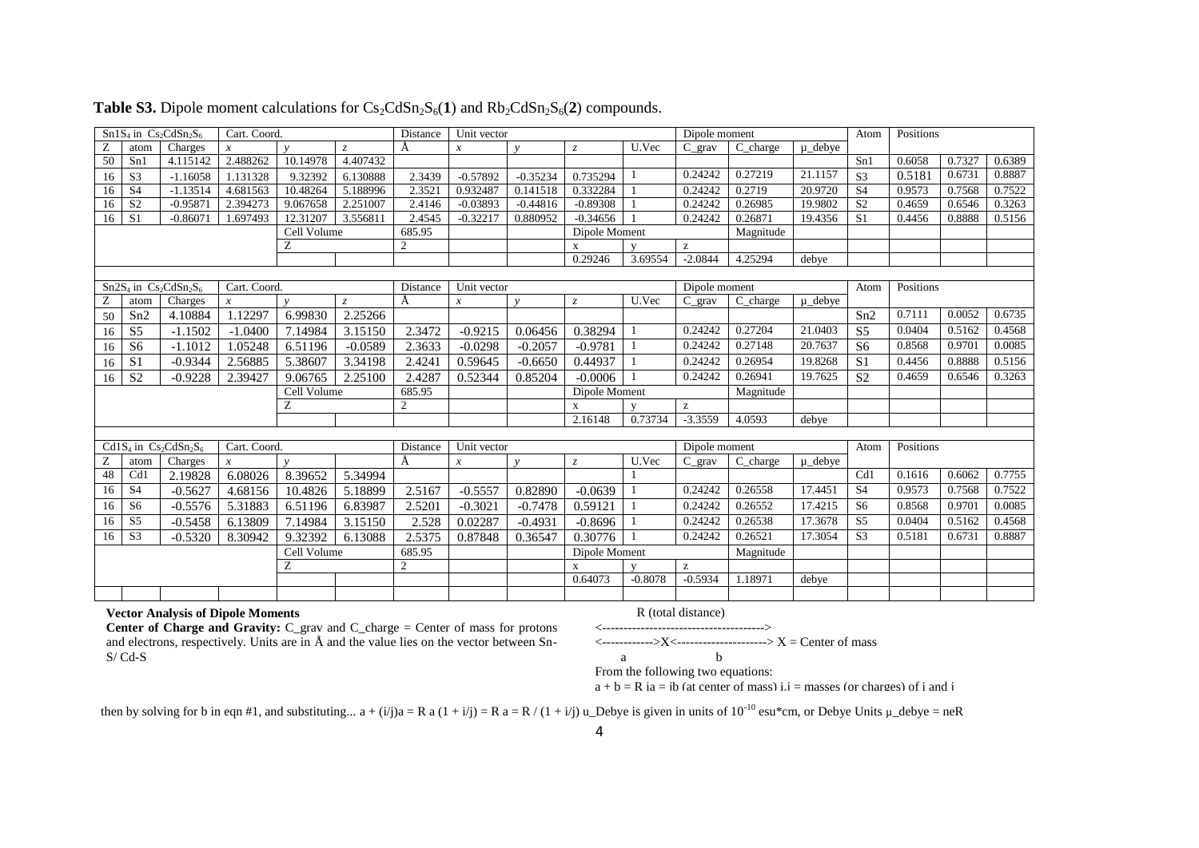**Table S3.** Dipole moment calculations for $Cs_2CdSn_2S_6$(**1**) and $Rb_2CdSn_2S_6$(**2**) compounds.

| $Sn1S_4$ in $Cs_2CdSn_2S_6$ | | | Cart. Coord. | | | Distance | Unit vector | | | | Dipole moment | | | Atom | Positions | | |
|---|---|---|---|---|---|---|---|---|---|---|---|---|---|---|---|---|---|
| Z | atom | Charges | *x* | *y* | *z* | Å | *x* | *y* | *z* | U.Vec | C_grav | C_charge | μ_debye | | | | |
| 50 | Sn1 | 4.115142 | 2.488262 | 10.14978 | 4.407432 | | | | | | | | | Sn1 | 0.6058 | 0.7327 | 0.6389 |
| 16 | S3 | -1.16058 | 1.131328 | 9.32392 | 6.130888 | 2.3439 | -0.57892 | -0.35234 | 0.735294 | 1 | 0.24242 | 0.27219 | 21.1157 | S3 | 0.5181 | 0.6731 | 0.8887 |
| 16 | S4 | -1.13514 | 4.681563 | 10.48264 | 5.188996 | 2.3521 | 0.932487 | 0.141518 | 0.332284 | 1 | 0.24242 | 0.2719 | 20.9720 | S4 | 0.9573 | 0.7568 | 0.7522 |
| 16 | S2 | -0.95871 | 2.394273 | 9.067658 | 2.251007 | 2.4146 | -0.03893 | -0.44816 | -0.89308 | 1 | 0.24242 | 0.26985 | 19.9802 | S2 | 0.4659 | 0.6546 | 0.3263 |
| 16 | S1 | -0.86071 | 1.697493 | 12.31207 | 3.556811 | 2.4545 | -0.32217 | 0.880952 | -0.34656 | 1 | 0.24242 | 0.26871 | 19.4356 | S1 | 0.4456 | 0.8888 | 0.5156 |
| | | | | Cell Volume | | 685.95 | | | Dipole Moment | | | Magnitude | | | | | |
| | | | | Z | | 2 | | | x | y | z | | | | | | |
| | | | | | | | | | 0.29246 | 3.69554 | -2.0844 | 4.25294 | debye | | | | |
| | | | | | | | | | | | | | | | | | |
| $Sn2S_4$ in $Cs_2CdSn_2S_6$ | | | Cart. Coord. | | | Distance | Unit vector | | | | Dipole moment | | | Atom | Positions | | |
| Z | atom | Charges | *x* | *y* | *z* | Å | *x* | *y* | *z* | U.Vec | C_grav | C_charge | μ_debye | | | | |
| 50 | Sn2 | 4.10884 | 1.12297 | 6.99830 | 2.25266 | | | | | | | | | Sn2 | 0.7111 | 0.0052 | 0.6735 |
| 16 | S5 | -1.1502 | -1.0400 | 7.14984 | 3.15150 | 2.3472 | -0.9215 | 0.06456 | 0.38294 | 1 | 0.24242 | 0.27204 | 21.0403 | S5 | 0.0404 | 0.5162 | 0.4568 |
| 16 | S6 | -1.1012 | 1.05248 | 6.51196 | -0.0589 | 2.3633 | -0.0298 | -0.2057 | -0.9781 | 1 | 0.24242 | 0.27148 | 20.7637 | S6 | 0.8568 | 0.9701 | 0.0085 |
| 16 | S1 | -0.9344 | 2.56885 | 5.38607 | 3.34198 | 2.4241 | 0.59645 | -0.6650 | 0.44937 | 1 | 0.24242 | 0.26954 | 19.8268 | S1 | 0.4456 | 0.8888 | 0.5156 |
| 16 | S2 | -0.9228 | 2.39427 | 9.06765 | 2.25100 | 2.4287 | 0.52344 | 0.85204 | -0.0006 | 1 | 0.24242 | 0.26941 | 19.7625 | S2 | 0.4659 | 0.6546 | 0.3263 |
| | | | | Cell Volume | | 685.95 | | | Dipole Moment | | | Magnitude | | | | | |
| | | | | Z | | 2 | | | x | y | z | | | | | | |
| | | | | | | | | | 2.16148 | 0.73734 | -3.3559 | 4.0593 | debye | | | | |
| | | | | | | | | | | | | | | | | | |
| $Cd1S_4$ in $Cs_2CdSn_2S_6$ | | | Cart. Coord. | | | Distance | Unit vector | | | | Dipole moment | | | Atom | Positions | | |
| Z | atom | Charges | *x* | *y* | | Å | *x* | *y* | *z* | U.Vec | C_grav | C_charge | μ_debye | | | | |
| 48 | Cd1 | 2.19828 | 6.08026 | 8.39652 | 5.34994 | | | | | 1 | | | | Cd1 | 0.1616 | 0.6062 | 0.7755 |
| 16 | S4 | -0.5627 | 4.68156 | 10.4826 | 5.18899 | 2.5167 | -0.5557 | 0.82890 | -0.0639 | 1 | 0.24242 | 0.26558 | 17.4451 | S4 | 0.9573 | 0.7568 | 0.7522 |
| 16 | S6 | -0.5576 | 5.31883 | 6.51196 | 6.83987 | 2.5201 | -0.3021 | -0.7478 | 0.59121 | 1 | 0.24242 | 0.26552 | 17.4215 | S6 | 0.8568 | 0.9701 | 0.0085 |
| 16 | S5 | -0.5458 | 6.13809 | 7.14984 | 3.15150 | 2.528 | 0.02287 | -0.4931 | -0.8696 | 1 | 0.24242 | 0.26538 | 17.3678 | S5 | 0.0404 | 0.5162 | 0.4568 |
| 16 | S3 | -0.5320 | 8.30942 | 9.32392 | 6.13088 | 2.5375 | 0.87848 | 0.36547 | 0.30776 | 1 | 0.24242 | 0.26521 | 17.3054 | S3 | 0.5181 | 0.6731 | 0.8887 |
| | | | | Cell Volume | | 685.95 | | | Dipole Moment | | | Magnitude | | | | | |
| | | | | Z | | 2 | | | x | y | z | | | | | | |
| | | | | | | | | | 0.64073 | -0.8078 | -0.5934 | 1.18971 | debye | | | | |

**Vector Analysis of Dipole Moments**

**Center of Charge and Gravity:** C_grav and C_charge = Center of mass for protons and electrons, respectively. Units are in Å and the value lies on the vector between Sn-S/ Cd-S

R (total distance)

<-------------------------------------->

<------------>X<---------------------> X = Center of mass

a b

From the following two equations:

a + b = R ia = ib (at center of mass) i,j = masses (or charges) of i and j

then by solving for b in eqn #1, and substituting... a + (i/j)a = R a (1 + i/j) = R a = R / (1 + i/j) u_Debye is given in units of $10^{-10}$ esu*cm, or Debye Units μ_debye = neR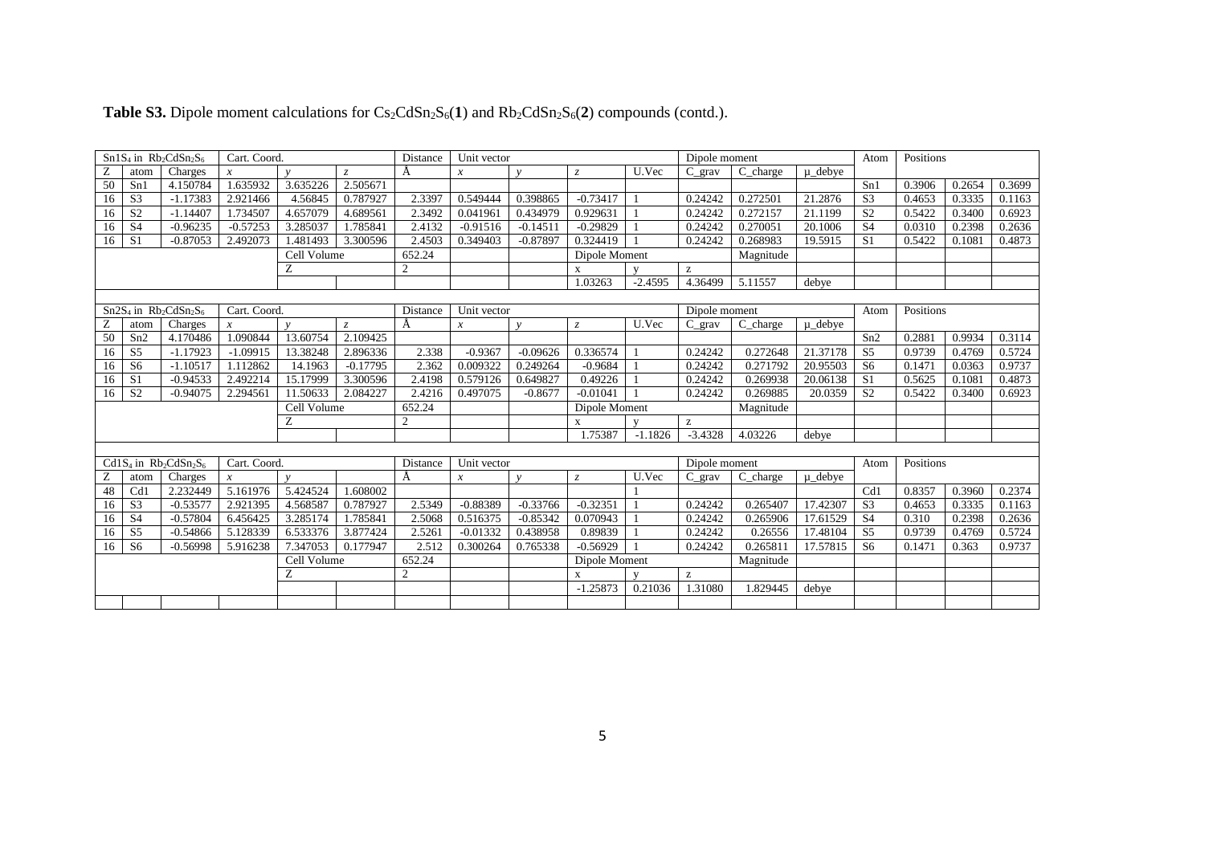**Table S3.** Dipole moment calculations for $Cs_2CdSn_2S_6$(**1**) and $Rb_2CdSn_2S_6$(**2**) compounds (contd.).

| $Sn1S_4$ in $Rb_2CdSn_2S_6$ | | | Cart. Coord. | | | Distance | Unit vector | | | | Dipole moment | | | Atom | Positions | | |
|---|---|---|---|---|---|---|---|---|---|---|---|---|---|---|---|---|---|
| Z | atom | Charges | *x* | *y* | *z* | Å | *x* | *y* | *z* | U.Vec | C_grav | C_charge | μ_debye | | | | |
| 50 | Sn1 | 4.150784 | 1.635932 | 3.635226 | 2.505671 | | | | | | | | | Sn1 | 0.3906 | 0.2654 | 0.3699 |
| 16 | S3 | -1.17383 | 2.921466 | 4.56845 | 0.787927 | 2.3397 | 0.549444 | 0.398865 | -0.73417 | 1 | 0.24242 | 0.272501 | 21.2876 | S3 | 0.4653 | 0.3335 | 0.1163 |
| 16 | S2 | -1.14407 | 1.734507 | 4.657079 | 4.689561 | 2.3492 | 0.041961 | 0.434979 | 0.929631 | 1 | 0.24242 | 0.272157 | 21.1199 | S2 | 0.5422 | 0.3400 | 0.6923 |
| 16 | S4 | -0.96235 | -0.57253 | 3.285037 | 1.785841 | 2.4132 | -0.91516 | -0.14511 | -0.29829 | 1 | 0.24242 | 0.270051 | 20.1006 | S4 | 0.0310 | 0.2398 | 0.2636 |
| 16 | S1 | -0.87053 | 2.492073 | 1.481493 | 3.300596 | 2.4503 | 0.349403 | -0.87897 | 0.324419 | 1 | 0.24242 | 0.268983 | 19.5915 | S1 | 0.5422 | 0.1081 | 0.4873 |
| | | | | Cell Volume | | 652.24 | | | Dipole Moment | | | Magnitude | | | | | |
| | | | | Z | | 2 | | | x | y | z | | | | | | |
| | | | | | | | | | 1.03263 | -2.4595 | 4.36499 | 5.11557 | debye | | | | |

| $Sn2S_4$ in $Rb_2CdSn_2S_6$ | | | Cart. Coord. | | | Distance | Unit vector | | | | Dipole moment | | | Atom | Positions | | |
|---|---|---|---|---|---|---|---|---|---|---|---|---|---|---|---|---|---|
| Z | atom | Charges | *x* | *y* | *z* | Å | *x* | *y* | *z* | U.Vec | C_grav | C_charge | μ_debye | | | | |
| 50 | Sn2 | 4.170486 | 1.090844 | 13.60754 | 2.109425 | | | | | | | | | Sn2 | 0.2881 | 0.9934 | 0.3114 |
| 16 | S5 | -1.17923 | -1.09915 | 13.38248 | 2.896336 | 2.338 | -0.9367 | -0.09626 | 0.336574 | 1 | 0.24242 | 0.272648 | 21.37178 | S5 | 0.9739 | 0.4769 | 0.5724 |
| 16 | S6 | -1.10517 | 1.112862 | 14.1963 | -0.17795 | 2.362 | 0.009322 | 0.249264 | -0.9684 | 1 | 0.24242 | 0.271792 | 20.95503 | S6 | 0.1471 | 0.0363 | 0.9737 |
| 16 | S1 | -0.94533 | 2.492214 | 15.17999 | 3.300596 | 2.4198 | 0.579126 | 0.649827 | 0.49226 | 1 | 0.24242 | 0.269938 | 20.06138 | S1 | 0.5625 | 0.1081 | 0.4873 |
| 16 | S2 | -0.94075 | 2.294561 | 11.50633 | 2.084227 | 2.4216 | 0.497075 | -0.8677 | -0.01041 | 1 | 0.24242 | 0.269885 | 20.0359 | S2 | 0.5422 | 0.3400 | 0.6923 |
| | | | | Cell Volume | | 652.24 | | | Dipole Moment | | | Magnitude | | | | | |
| | | | | Z | | 2 | | | x | y | z | | | | | | |
| | | | | | | | | | 1.75387 | -1.1826 | -3.4328 | 4.03226 | debye | | | | |

| $Cd1S_4$ in $Rb_2CdSn_2S_6$ | | | Cart. Coord. | | | Distance | Unit vector | | | | Dipole moment | | | Atom | Positions | | |
|---|---|---|---|---|---|---|---|---|---|---|---|---|---|---|---|---|---|
| Z | atom | Charges | *x* | *y* | | Å | *x* | *y* | *z* | U.Vec | C_grav | C_charge | μ_debye | | | | |
| 48 | Cd1 | 2.232449 | 5.161976 | 5.424524 | 1.608002 | | | | | 1 | | | | Cd1 | 0.8357 | 0.3960 | 0.2374 |
| 16 | S3 | -0.53577 | 2.921395 | 4.568587 | 0.787927 | 2.5349 | -0.88389 | -0.33766 | -0.32351 | 1 | 0.24242 | 0.265407 | 17.42307 | S3 | 0.4653 | 0.3335 | 0.1163 |
| 16 | S4 | -0.57804 | 6.456425 | 3.285174 | 1.785841 | 2.5068 | 0.516375 | -0.85342 | 0.070943 | 1 | 0.24242 | 0.265906 | 17.61529 | S4 | 0.310 | 0.2398 | 0.2636 |
| 16 | S5 | -0.54866 | 5.128339 | 6.533376 | 3.877424 | 2.5261 | -0.01332 | 0.438958 | 0.89839 | 1 | 0.24242 | 0.26556 | 17.48104 | S5 | 0.9739 | 0.4769 | 0.5724 |
| 16 | S6 | -0.56998 | 5.916238 | 7.347053 | 0.177947 | 2.512 | 0.300264 | 0.765338 | -0.56929 | 1 | 0.24242 | 0.265811 | 17.57815 | S6 | 0.1471 | 0.363 | 0.9737 |
| | | | | Cell Volume | | 652.24 | | | Dipole Moment | | | Magnitude | | | | | |
| | | | | Z | | 2 | | | x | y | z | | | | | | |
| | | | | | | | | | -1.25873 | 0.21036 | 1.31080 | 1.829445 | debye | | | | |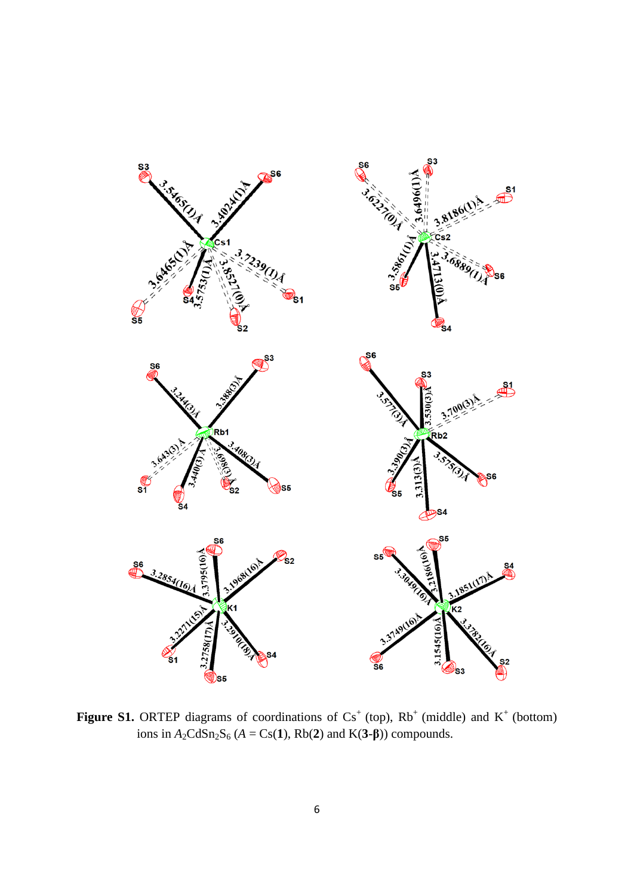**Figure S1.** ORTEP diagrams of coordinations of $Cs^+$ (top), $Rb^+$ (middle) and $K^+$ (bottom) ions in $A_2CdSn_2S_6$ ($A$ = Cs(**1**), Rb(**2**) and K(**3-β**)) compounds.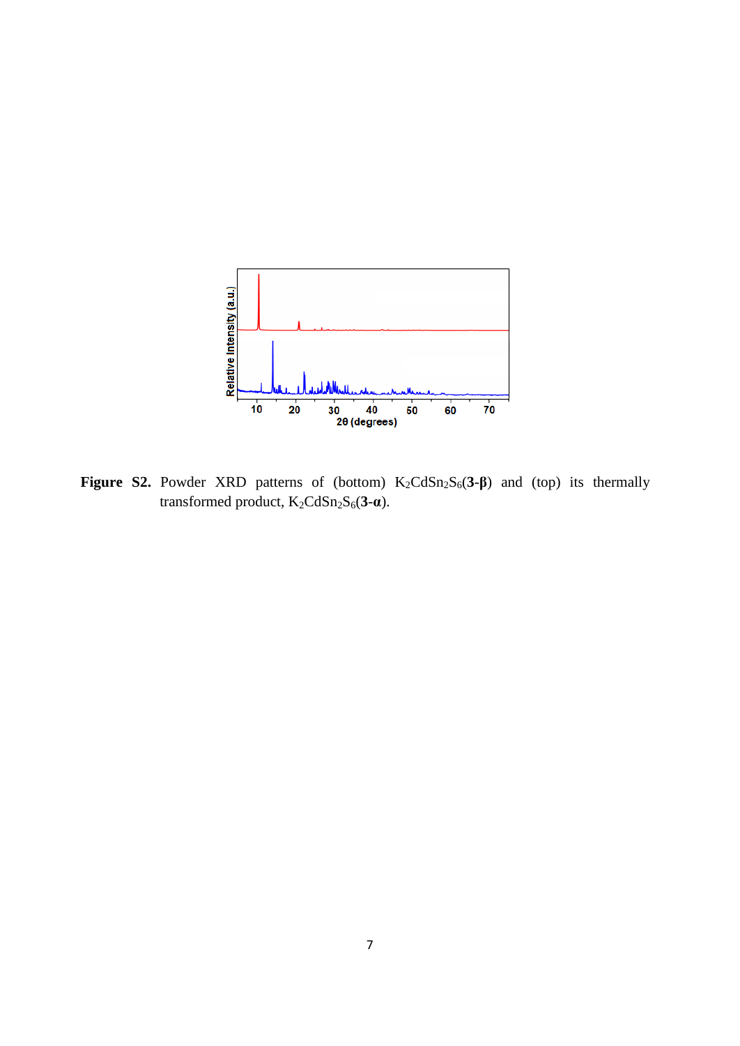**Figure S2.** Powder XRD patterns of (bottom) $K_2CdSn_2S_6$(**3-β**) and (top) its thermally transformed product, $K_2CdSn_2S_6$(**3-α**).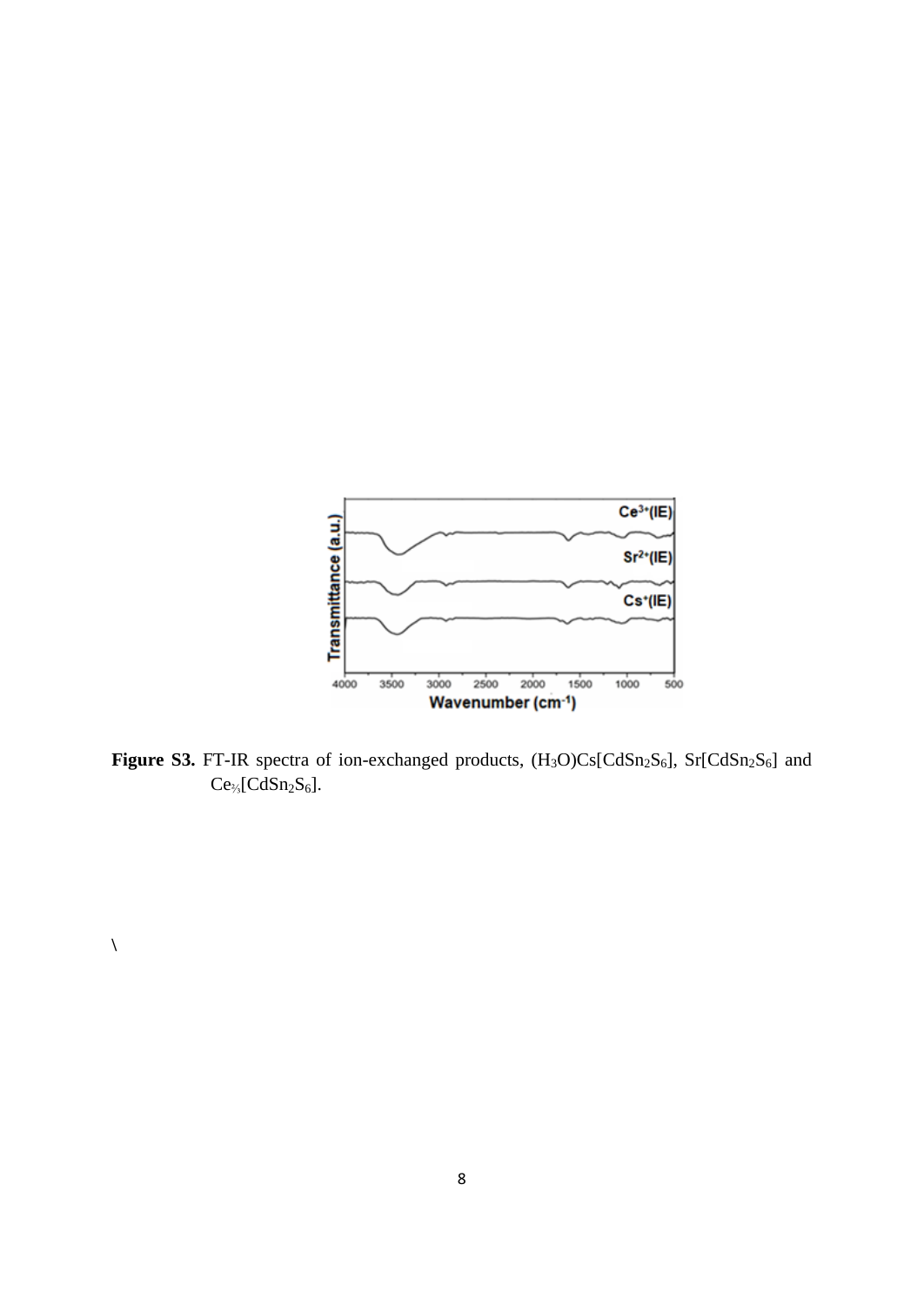**Figure S3.** FT-IR spectra of ion-exchanged products, $(H_3O)Cs[CdSn_2S_6]$, $Sr[CdSn_2S_6]$ and $Ce_{2/3}[CdSn_2S_6]$.

\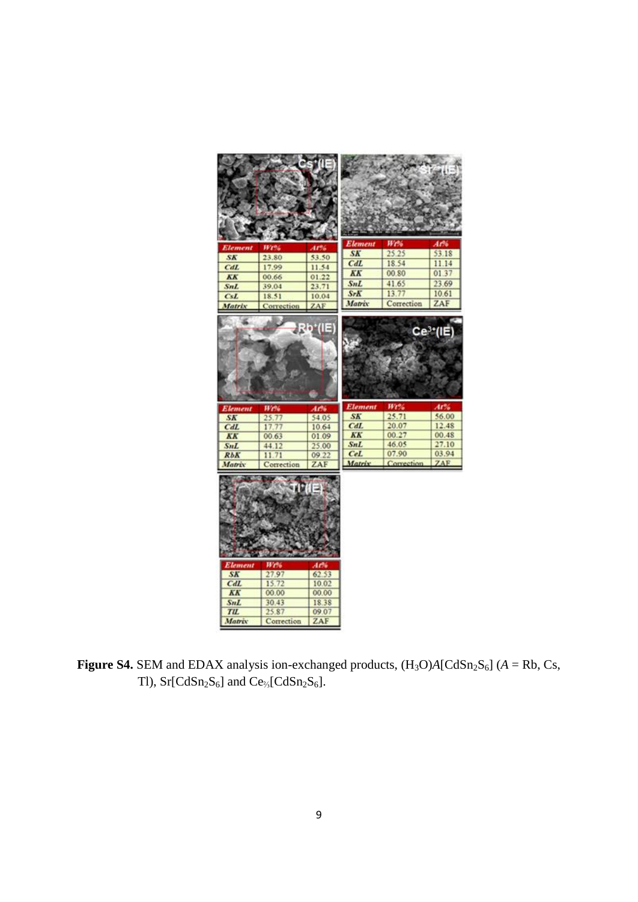Cs⁺(IE)

| Element | Wt% | At% |
|---|---|---|
| SK | 23.80 | 53.50 |
| CdL | 17.99 | 11.54 |
| KK | 00.66 | 01.22 |
| SnL | 39.04 | 23.71 |
| CsL | 18.51 | 10.04 |
| Matrix | Correction | ZAF |

Sr²⁺(IE)

| Element | Wt% | At% |
|---|---|---|
| SK | 25.25 | 53.18 |
| CdL | 18.54 | 11.14 |
| KK | 00.80 | 01.37 |
| SnL | 41.65 | 23.69 |
| SrK | 13.77 | 10.61 |
| Matrix | Correction | ZAF |

Rb⁺(IE)

| Element | Wt% | At% |
|---|---|---|
| SK | 25.77 | 54.05 |
| CdL | 17.77 | 10.64 |
| KK | 00.63 | 01.09 |
| SnL | 44.12 | 25.00 |
| RbK | 11.71 | 09.22 |
| Matrix | Correction | ZAF |

Ce³⁺(IE)

| Element | Wt% | At% |
|---|---|---|
| SK | 25.71 | 56.00 |
| CdL | 20.07 | 12.48 |
| KK | 00.27 | 00.48 |
| SnL | 46.05 | 27.10 |
| CeL | 07.90 | 03.94 |
| Matrix | Correction | ZAF |

Tl⁺(IE)

| Element | Wt% | At% |
|---|---|---|
| SK | 27.97 | 62.53 |
| CdL | 15.72 | 10.02 |
| KK | 00.00 | 00.00 |
| SnL | 30.43 | 18.38 |
| TlL | 25.87 | 09.07 |
| Matrix | Correction | ZAF |

**Figure S4.** SEM and EDAX analysis ion-exchanged products, $(H_3O)A[CdSn_2S_6]$ ($A$ = Rb, Cs, Tl), $Sr[CdSn_2S_6]$ and $Ce_{2/3}[CdSn_2S_6]$.